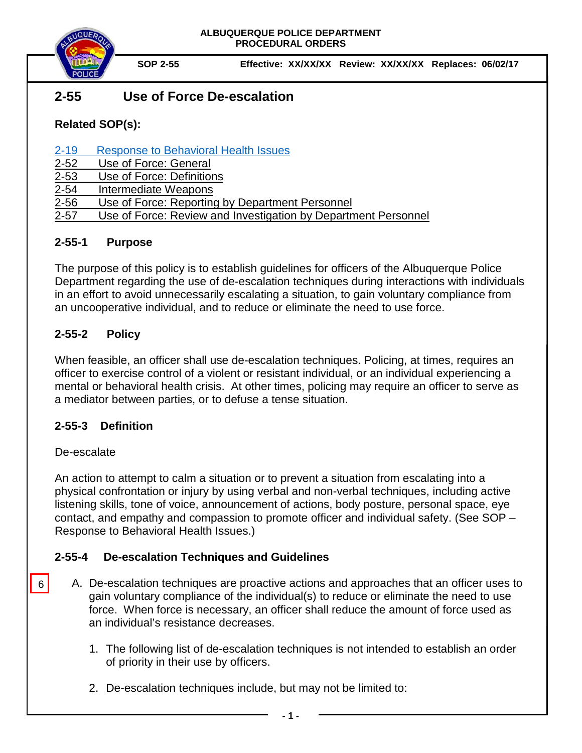ALBUQUERQUE POLICE DEPARTMENT
PROCEDURAL ORDERS

**SOP 2-55** **Effective: XX/XX/XX Review: XX/XX/XX Replaces: 06/02/17**

# 2-55 Use of Force De-escalation

**Related SOP(s):**

2-19 Response to Behavioral Health Issues
2-52 Use of Force: General
2-53 Use of Force: Definitions
2-54 Intermediate Weapons
2-56 Use of Force: Reporting by Department Personnel
2-57 Use of Force: Review and Investigation by Department Personnel

## 2-55-1 Purpose

The purpose of this policy is to establish guidelines for officers of the Albuquerque Police Department regarding the use of de-escalation techniques during interactions with individuals in an effort to avoid unnecessarily escalating a situation, to gain voluntary compliance from an uncooperative individual, and to reduce or eliminate the need to use force.

## 2-55-2 Policy

When feasible, an officer shall use de-escalation techniques. Policing, at times, requires an officer to exercise control of a violent or resistant individual, or an individual experiencing a mental or behavioral health crisis. At other times, policing may require an officer to serve as a mediator between parties, or to defuse a tense situation.

## 2-55-3 Definition

De-escalate

An action to attempt to calm a situation or to prevent a situation from escalating into a physical confrontation or injury by using verbal and non-verbal techniques, including active listening skills, tone of voice, announcement of actions, body posture, personal space, eye contact, and empathy and compassion to promote officer and individual safety. (See SOP – Response to Behavioral Health Issues.)

## 2-55-4 De-escalation Techniques and Guidelines

6

A. De-escalation techniques are proactive actions and approaches that an officer uses to gain voluntary compliance of the individual(s) to reduce or eliminate the need to use force. When force is necessary, an officer shall reduce the amount of force used as an individual's resistance decreases.

   1. The following list of de-escalation techniques is not intended to establish an order of priority in their use by officers.

   2. De-escalation techniques include, but may not be limited to: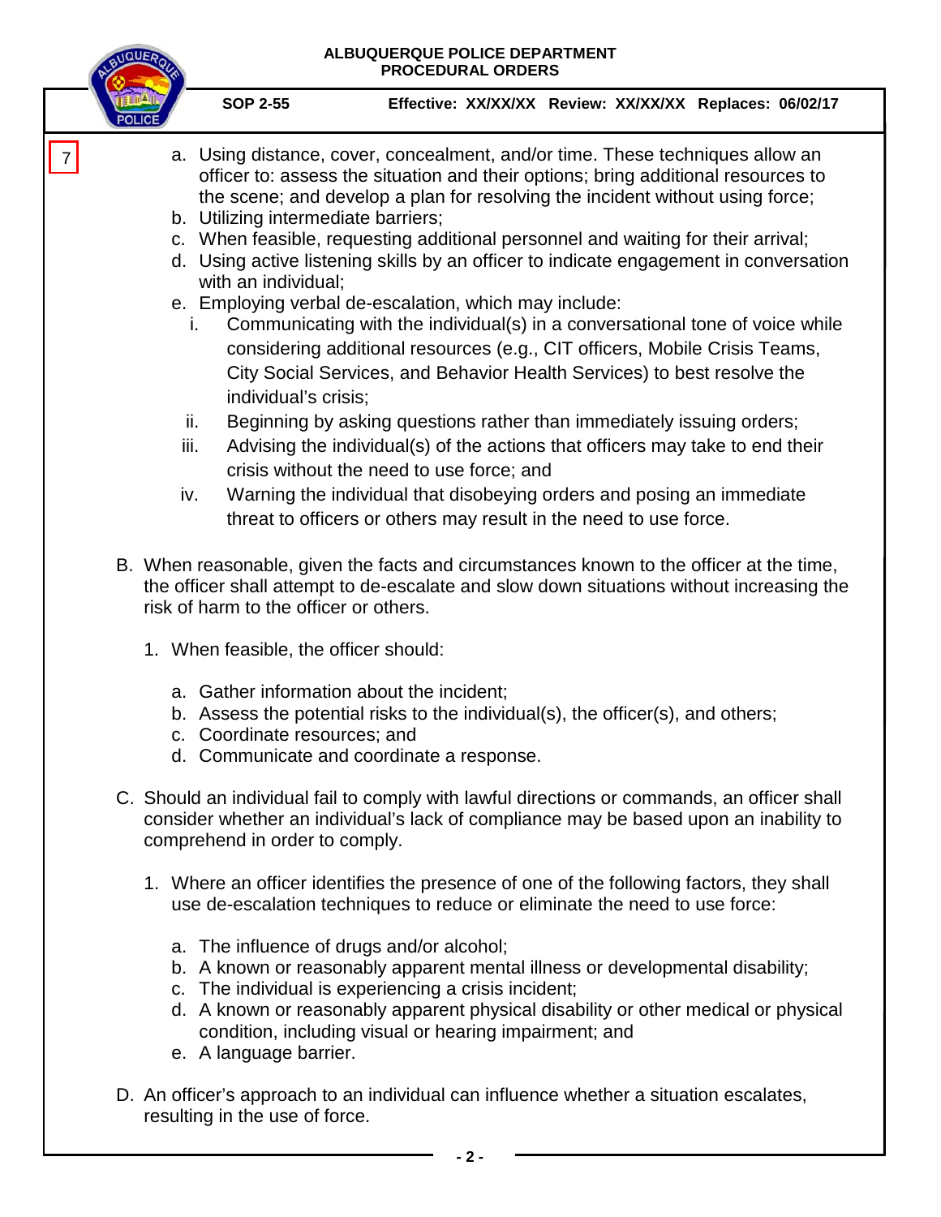7

a. Using distance, cover, concealment, and/or time. These techniques allow an officer to: assess the situation and their options; bring additional resources to the scene; and develop a plan for resolving the incident without using force;
b. Utilizing intermediate barriers;
c. When feasible, requesting additional personnel and waiting for their arrival;
d. Using active listening skills by an officer to indicate engagement in conversation with an individual;
e. Employing verbal de-escalation, which may include:
    i. Communicating with the individual(s) in a conversational tone of voice while considering additional resources (e.g., CIT officers, Mobile Crisis Teams, City Social Services, and Behavior Health Services) to best resolve the individual's crisis;
    ii. Beginning by asking questions rather than immediately issuing orders;
    iii. Advising the individual(s) of the actions that officers may take to end their crisis without the need to use force; and
    iv. Warning the individual that disobeying orders and posing an immediate threat to officers or others may result in the need to use force.

B. When reasonable, given the facts and circumstances known to the officer at the time, the officer shall attempt to de-escalate and slow down situations without increasing the risk of harm to the officer or others.

1. When feasible, the officer should:

    a. Gather information about the incident;
    b. Assess the potential risks to the individual(s), the officer(s), and others;
    c. Coordinate resources; and
    d. Communicate and coordinate a response.

C. Should an individual fail to comply with lawful directions or commands, an officer shall consider whether an individual's lack of compliance may be based upon an inability to comprehend in order to comply.

1. Where an officer identifies the presence of one of the following factors, they shall use de-escalation techniques to reduce or eliminate the need to use force:

    a. The influence of drugs and/or alcohol;
    b. A known or reasonably apparent mental illness or developmental disability;
    c. The individual is experiencing a crisis incident;
    d. A known or reasonably apparent physical disability or other medical or physical condition, including visual or hearing impairment; and
    e. A language barrier.

D. An officer's approach to an individual can influence whether a situation escalates, resulting in the use of force.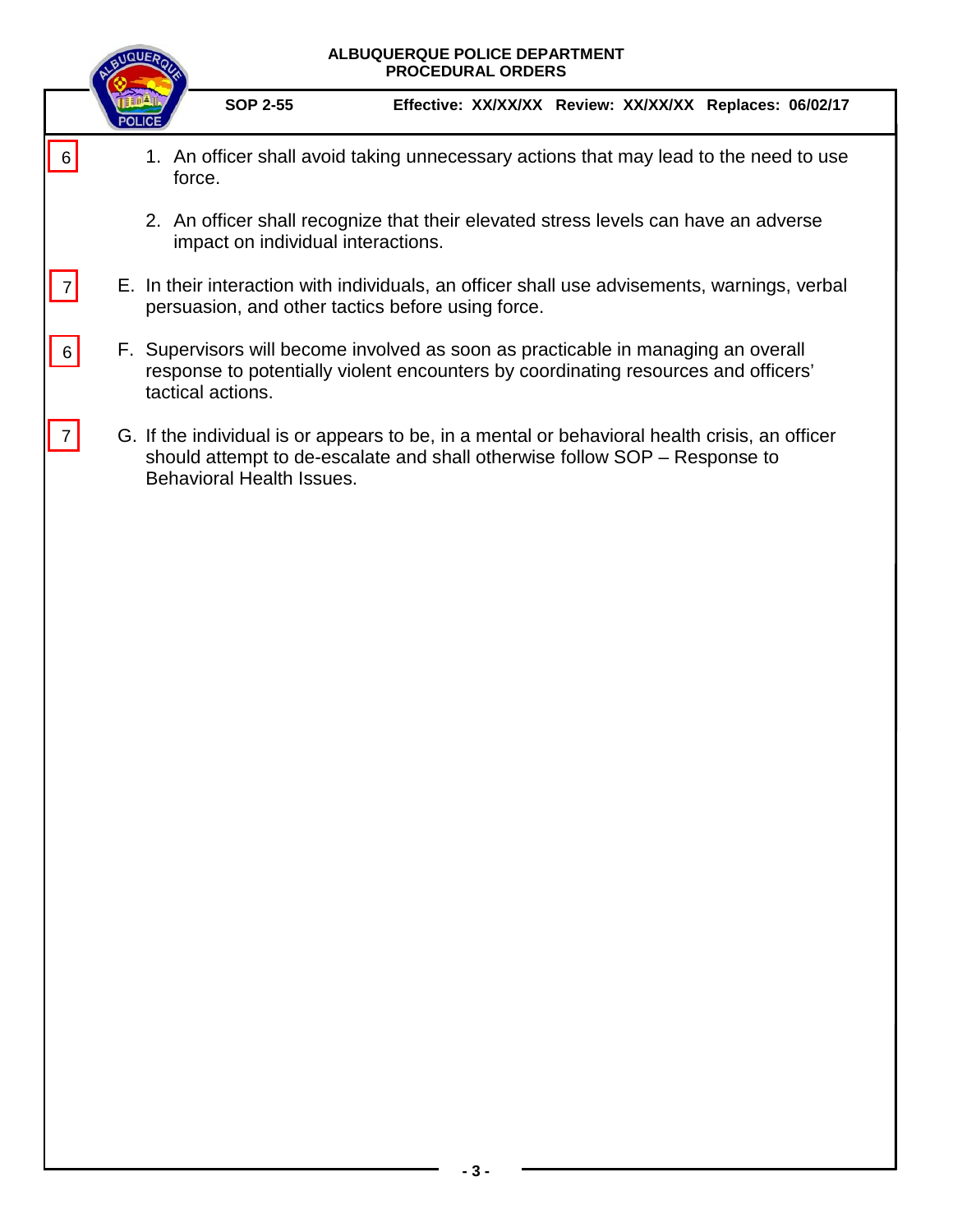6

1. An officer shall avoid taking unnecessary actions that may lead to the need to use force.

2. An officer shall recognize that their elevated stress levels can have an adverse impact on individual interactions.

7

E. In their interaction with individuals, an officer shall use advisements, warnings, verbal persuasion, and other tactics before using force.

6

F. Supervisors will become involved as soon as practicable in managing an overall response to potentially violent encounters by coordinating resources and officers' tactical actions.

7

G. If the individual is or appears to be, in a mental or behavioral health crisis, an officer should attempt to de-escalate and shall otherwise follow SOP – Response to Behavioral Health Issues.